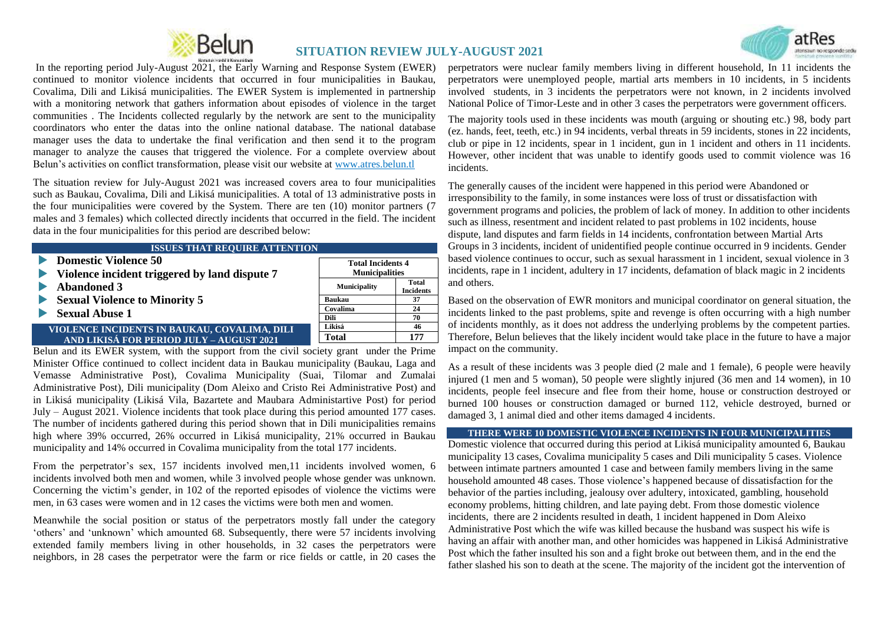# SITUATION REVIEW JULY-AUGUST 2021

In the reporting period July-August 2021, the Early Warning and Response System (EWER) continued to monitor violence incidents that occurred in four municipalities in Baukau, Covalima, Dili and Likisá municipalities. The EWER System is implemented in partnership with a monitoring network that gathers information about episodes of violence in the target communities . The Incidents collected regularly by the network are sent to the municipality coordinators who enter the datas into the online national database. The national database manager uses the data to undertake the final verification and then send it to the program manager to analyze the causes that triggered the violence. For a complete overview about Belun's activities on conflict transformation, please visit our website at www.atres.belun.tl

The situation review for July-August 2021 was increased covers area to four municipalities such as Baukau, Covalima, Dili and Likisá municipalities. A total of 13 administrative posts in the four municipalities were covered by the System. There are ten (10) monitor partners (7 males and 3 females) which collected directly incidents that occurred in the field. The incident data in the four municipalities for this period are described below:

## ISSUES THAT REQUIRE ATTENTION

- **Domestic Violence 50**
- **Violence incident triggered by land dispute 7**
- **Abandoned 3**
- **Sexual Violence to Minority 5**
- **Sexual Abuse 1**

| Total Incidents 4 Municipalities | |
|---|---|
| **Municipality** | **Total Incidents** |
| Baukau | 37 |
| Covalima | 24 |
| Dili | 70 |
| Likisá | 46 |
| **Total** | **177** |

## VIOLENCE INCIDENTS IN BAUKAU, COVALIMA, DILI AND LIKISÁ FOR PERIOD JULY – AUGUST 2021

Belun and its EWER system, with the support from the civil society grant under the Prime Minister Office continued to collect incident data in Baukau municipality (Baukau, Laga and Vemasse Administrative Post), Covalima Municipality (Suai, Tilomar and Zumalai Administrative Post), Dili municipality (Dom Aleixo and Cristo Rei Administrative Post) and in Likisá municipality (Likisá Vila, Bazartete and Maubara Administartive Post) for period July – August 2021. Violence incidents that took place during this period amounted 177 cases. The number of incidents gathered during this period shown that in Dili municipalities remains high where 39% occurred, 26% occurred in Likisá municipality, 21% occurred in Baukau municipality and 14% occurred in Covalima municipality from the total 177 incidents.

From the perpetrator's sex, 157 incidents involved men,11 incidents involved women, 6 incidents involved both men and women, while 3 involved people whose gender was unknown. Concerning the victim's gender, in 102 of the reported episodes of violence the victims were men, in 63 cases were women and in 12 cases the victims were both men and women.

Meanwhile the social position or status of the perpetrators mostly fall under the category 'others' and 'unknown' which amounted 68. Subsequently, there were 57 incidents involving extended family members living in other households, in 32 cases the perpetrators were neighbors, in 28 cases the perpetrator were the farm or rice fields or cattle, in 20 cases the perpetrators were nuclear family members living in different household, In 11 incidents the perpetrators were unemployed people, martial arts members in 10 incidents, in 5 incidents involved students, in 3 incidents the perpetrators were not known, in 2 incidents involved National Police of Timor-Leste and in other 3 cases the perpetrators were government officers.

The majority tools used in these incidents was mouth (arguing or shouting etc.) 98, body part (ez. hands, feet, teeth, etc.) in 94 incidents, verbal threats in 59 incidents, stones in 22 incidents, club or pipe in 12 incidents, spear in 1 incident, gun in 1 incident and others in 11 incidents. However, other incident that was unable to identify goods used to commit violence was 16 incidents.

The generally causes of the incident were happened in this period were Abandoned or irresponsibility to the family, in some instances were loss of trust or dissatisfaction with government programs and policies, the problem of lack of money. In addition to other incidents such as illness, resentment and incident related to past problems in 102 incidents, house dispute, land disputes and farm fields in 14 incidents, confrontation between Martial Arts Groups in 3 incidents, incident of unidentified people continue occurred in 9 incidents. Gender based violence continues to occur, such as sexual harassment in 1 incident, sexual violence in 3 incidents, rape in 1 incident, adultery in 17 incidents, defamation of black magic in 2 incidents and others.

Based on the observation of EWR monitors and municipal coordinator on general situation, the incidents linked to the past problems, spite and revenge is often occurring with a high number of incidents monthly, as it does not address the underlying problems by the competent parties. Therefore, Belun believes that the likely incident would take place in the future to have a major impact on the community.

As a result of these incidents was 3 people died (2 male and 1 female), 6 people were heavily injured (1 men and 5 woman), 50 people were slightly injured (36 men and 14 women), in 10 incidents, people feel insecure and flee from their home, house or construction destroyed or burned 100 houses or construction damaged or burned 112, vehicle destroyed, burned or damaged 3, 1 animal died and other items damaged 4 incidents.

## THERE WERE 10 DOMESTIC VIOLENCE INCIDENTS IN FOUR MUNICIPALITIES

Domestic violence that occurred during this period at Likisá municipality amounted 6, Baukau municipality 13 cases, Covalima municipality 5 cases and Dili municipality 5 cases. Violence between intimate partners amounted 1 case and between family members living in the same household amounted 48 cases. Those violence's happened because of dissatisfaction for the behavior of the parties including, jealousy over adultery, intoxicated, gambling, household economy problems, hitting children, and late paying debt. From those domestic violence incidents, there are 2 incidents resulted in death, 1 incident happened in Dom Aleixo Administrative Post which the wife was killed because the husband was suspect his wife is having an affair with another man, and other homicides was happened in Likisá Administrative Post which the father insulted his son and a fight broke out between them, and in the end the father slashed his son to death at the scene. The majority of the incident got the intervention of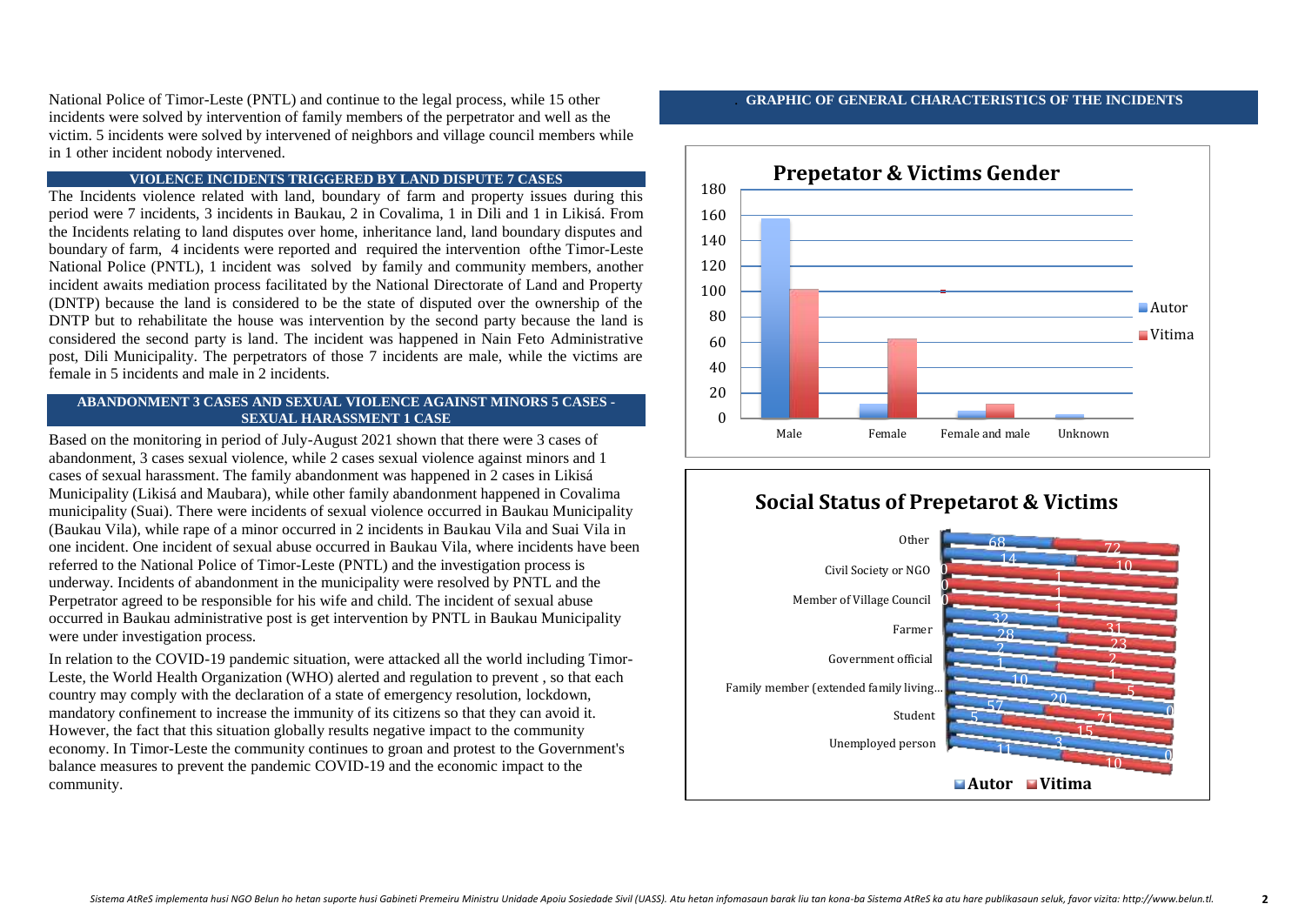National Police of Timor-Leste (PNTL) and continue to the legal process, while 15 other incidents were solved by intervention of family members of the perpetrator and well as the victim. 5 incidents were solved by intervened of neighbors and village council members while in 1 other incident nobody intervened.

## VIOLENCE INCIDENTS TRIGGERED BY LAND DISPUTE 7 CASES

The Incidents violence related with land, boundary of farm and property issues during this period were 7 incidents, 3 incidents in Baukau, 2 in Covalima, 1 in Dili and 1 in Likisá. From the Incidents relating to land disputes over home, inheritance land, land boundary disputes and boundary of farm, 4 incidents were reported and required the intervention ofthe Timor-Leste National Police (PNTL), 1 incident was solved by family and community members, another incident awaits mediation process facilitated by the National Directorate of Land and Property (DNTP) because the land is considered to be the state of disputed over the ownership of the DNTP but to rehabilitate the house was intervention by the second party because the land is considered the second party is land. The incident was happened in Nain Feto Administrative post, Dili Municipality. The perpetrators of those 7 incidents are male, while the victims are female in 5 incidents and male in 2 incidents.

## ABANDONMENT 3 CASES AND SEXUAL VIOLENCE AGAINST MINORS 5 CASES - SEXUAL HARASSMENT 1 CASE

Based on the monitoring in period of July-August 2021 shown that there were 3 cases of abandonment, 3 cases sexual violence, while 2 cases sexual violence against minors and 1 cases of sexual harassment. The family abandonment was happened in 2 cases in Likisá Municipality (Likisá and Maubara), while other family abandonment happened in Covalima municipality (Suai). There were incidents of sexual violence occurred in Baukau Municipality (Baukau Vila), while rape of a minor occurred in 2 incidents in Baukau Vila and Suai Vila in one incident. One incident of sexual abuse occurred in Baukau Vila, where incidents have been referred to the National Police of Timor-Leste (PNTL) and the investigation process is underway. Incidents of abandonment in the municipality were resolved by PNTL and the Perpetrator agreed to be responsible for his wife and child. The incident of sexual abuse occurred in Baukau administrative post is get intervention by PNTL in Baukau Municipality were under investigation process.

In relation to the COVID-19 pandemic situation, were attacked all the world including Timor-Leste, the World Health Organization (WHO) alerted and regulation to prevent , so that each country may comply with the declaration of a state of emergency resolution, lockdown, mandatory confinement to increase the immunity of its citizens so that they can avoid it. However, the fact that this situation globally results negative impact to the community economy. In Timor-Leste the community continues to groan and protest to the Government's balance measures to prevent the pandemic COVID-19 and the economic impact to the community.

## GRAPHIC OF GENERAL CHARACTERISTICS OF THE INCIDENTS

**Prepetator & Victims Gender**

| | Autor | Vitima |
|---|---|---|
| Male | ~157 | ~101 |
| Female | ~11 | ~62 |
| Female and male | ~5 | ~11 |
| Unknown | ~3 | |

**Social Status of Prepetarot & Victims**

| | Autor | Vitima |
|---|---|---|
| Other | 68 | 72 |
| Civil Society or NGO | 14 | 10 |
| Member of Village Council | 0 | 1 |
| Farmer | 0 | 1 |
| Government official | 0 | 1 |
| Family member (extended family living... | 32 | 31 |
| Student | 28 | 23 |
| Unemployed person | 2 | 2 |
| | 1 | 1 |
| | 10 | 5 |
| | 20 | 0 |
| | 57 | 71 |
| | 5 | 15 |
| | 3 | 0 |
| | 11 | 10 |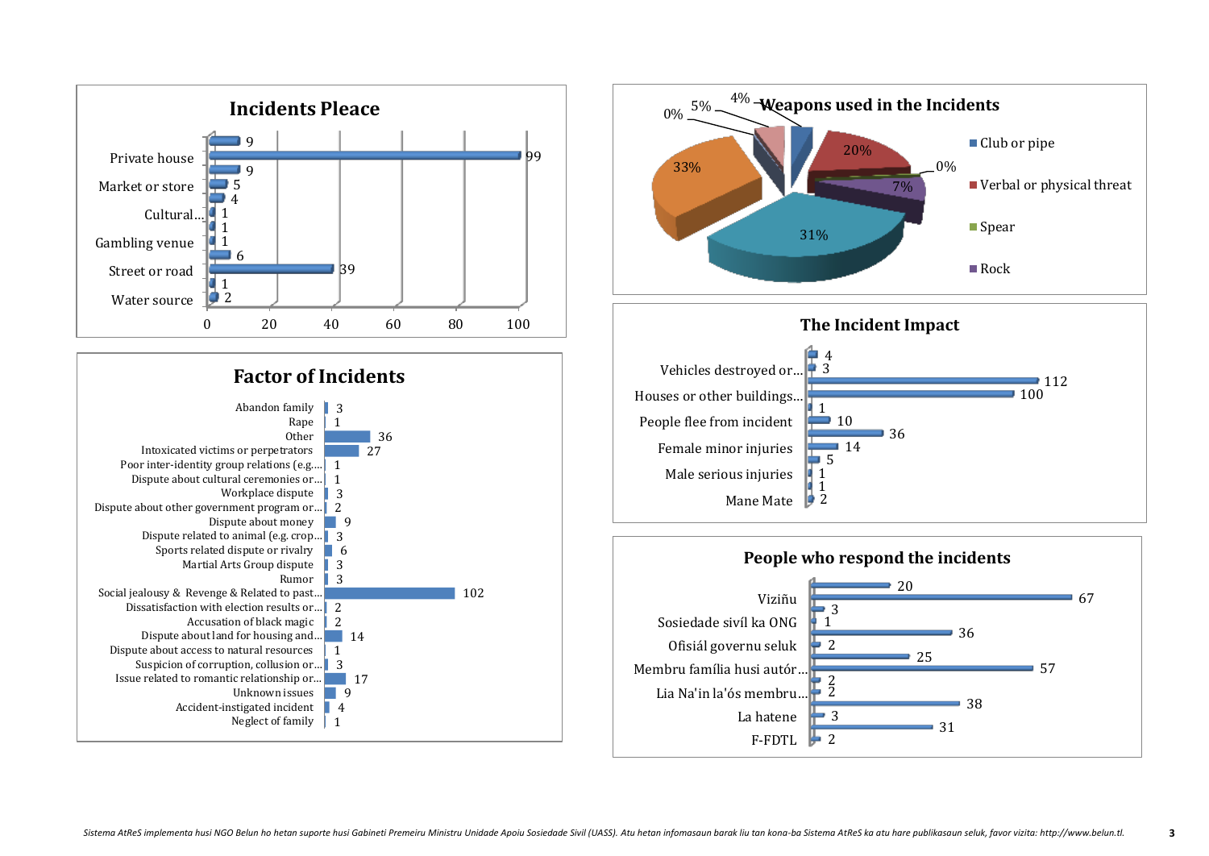## Incidents Pleace

| Place | Count |
|---|---|
| | 9 |
| Private house | 99 |
| | 9 |
| Market or store | 5 |
| | 4 |
| Cultural... | 1 |
| | 1 |
| Gambling venue | 1 |
| | 6 |
| Street or road | 39 |
| | 1 |
| Water source | 2 |

## Factor of Incidents

| Factor | Count |
|---|---|
| Abandon family | 3 |
| Rape | 1 |
| Other | 36 |
| Intoxicated victims or perpetrators | 27 |
| Poor inter-identity group relations (e.g.... | 1 |
| Dispute about cultural ceremonies or... | 1 |
| Workplace dispute | 3 |
| Dispute about other government program or... | 2 |
| Dispute about money | 9 |
| Dispute related to animal (e.g. crop... | 3 |
| Sports related dispute or rivalry | 6 |
| Martial Arts Group dispute | 3 |
| Rumor | 3 |
| Social jealousy & Revenge & Related to past... | 102 |
| Dissatisfaction with election results or... | 2 |
| Accusation of black magic | 2 |
| Dispute about land for housing and... | 14 |
| Dispute about access to natural resources | 1 |
| Suspicion of corruption, collusion or... | 3 |
| Issue related to romantic relationship or... | 17 |
| Unknown issues | 9 |
| Accident-instigated incident | 4 |
| Neglect of family | 1 |

## Weapons used in the Incidents

| Weapon | Share |
|---|---|
| Club or pipe | 4% |
| Verbal or physical threat | 20% |
| Spear | 0% |
| Rock | 7% |
| | 31% |
| | 33% |
| | 0% |
| | 5% |

## The Incident Impact

| Impact | Count |
|---|---|
| | 4 |
| Vehicles destroyed or... | 3 |
| | 112 |
| Houses or other buildings... | 100 |
| | 1 |
| People flee from incident | 10 |
| | 36 |
| Female minor injuries | 14 |
| | 5 |
| Male serious injuries | 1 |
| | 1 |
| Mane Mate | 2 |

## People who respond the incidents

| Responder | Count |
|---|---|
| | 20 |
| Viziñu | 67 |
| | 3 |
| Sosiedade sivíl ka ONG | 1 |
| | 36 |
| Ofisiál governu seluk | 2 |
| | 25 |
| Membru família husi autór... | 57 |
| | 2 |
| Lia Na'in la'ós membru... | 2 |
| | 38 |
| La hatene | 3 |
| | 31 |
| F-FDTL | 2 |

*Sistema AtReS implementa husi NGO Belun ho hetan suporte husi Gabineti Premeiru Ministru Unidade Apoiu Sosiedade Sivil (UASS). Atu hetan infomasaun barak liu tan kona-ba Sistema AtReS ka atu hare publikasaun seluk, favor vizita: http://www.belun.tl.*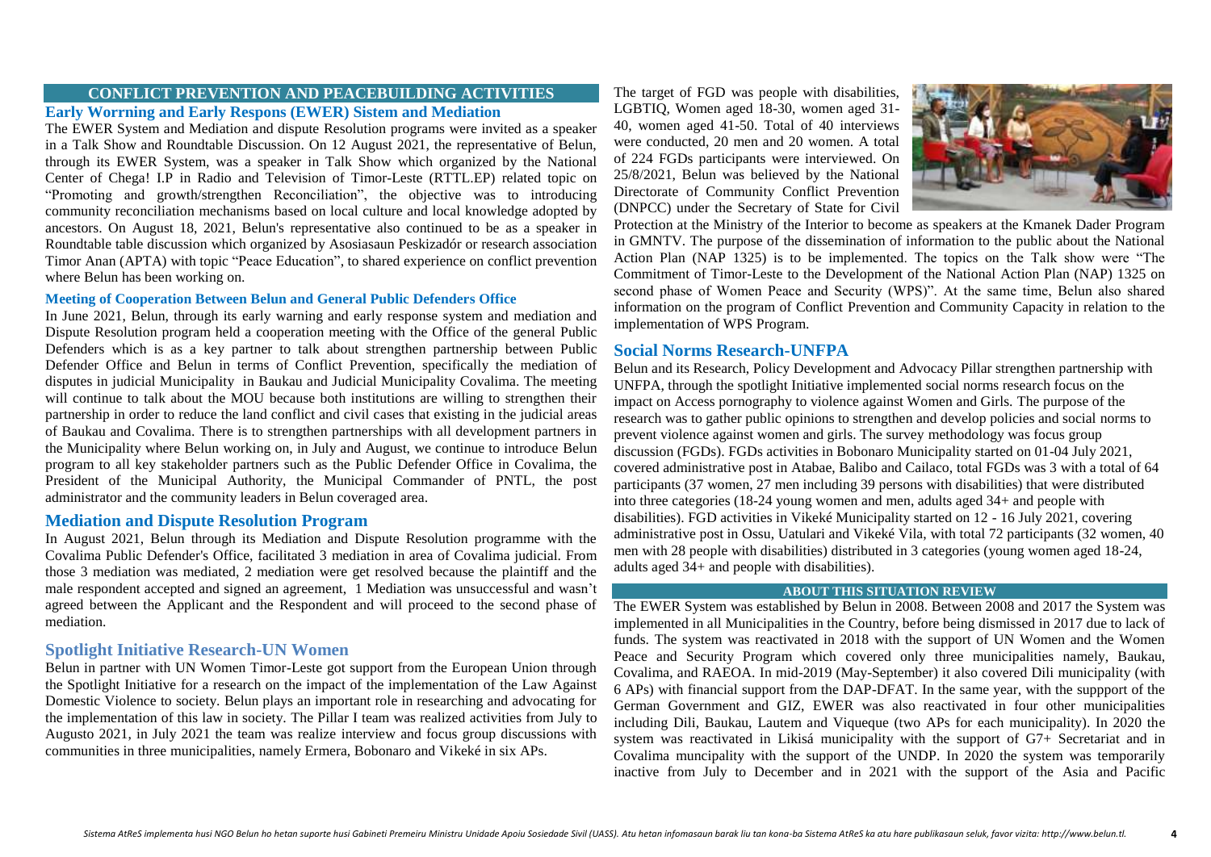## CONFLICT PREVENTION AND PEACEBUILDING ACTIVITIES

### Early Worrning and Early Respons (EWER) Sistem and Mediation

The EWER System and Mediation and dispute Resolution programs were invited as a speaker in a Talk Show and Roundtable Discussion. On 12 August 2021, the representative of Belun, through its EWER System, was a speaker in Talk Show which organized by the National Center of Chega! I.P in Radio and Television of Timor-Leste (RTTL.EP) related topic on "Promoting and growth/strengthen Reconciliation", the objective was to introducing community reconciliation mechanisms based on local culture and local knowledge adopted by ancestors. On August 18, 2021, Belun's representative also continued to be as a speaker in Roundtable table discussion which organized by Asosiasaun Peskizadór or research association Timor Anan (APTA) with topic "Peace Education", to shared experience on conflict prevention where Belun has been working on.

#### Meeting of Cooperation Between Belun and General Public Defenders Office

In June 2021, Belun, through its early warning and early response system and mediation and Dispute Resolution program held a cooperation meeting with the Office of the general Public Defenders which is as a key partner to talk about strengthen partnership between Public Defender Office and Belun in terms of Conflict Prevention, specifically the mediation of disputes in judicial Municipality in Baukau and Judicial Municipality Covalima. The meeting will continue to talk about the MOU because both institutions are willing to strengthen their partnership in order to reduce the land conflict and civil cases that existing in the judicial areas of Baukau and Covalima. There is to strengthen partnerships with all development partners in the Municipality where Belun working on, in July and August, we continue to introduce Belun program to all key stakeholder partners such as the Public Defender Office in Covalima, the President of the Municipal Authority, the Municipal Commander of PNTL, the post administrator and the community leaders in Belun coveraged area.

### Mediation and Dispute Resolution Program

In August 2021, Belun through its Mediation and Dispute Resolution programme with the Covalima Public Defender's Office, facilitated 3 mediation in area of Covalima judicial. From those 3 mediation was mediated, 2 mediation were get resolved because the plaintiff and the male respondent accepted and signed an agreement, 1 Mediation was unsuccessful and wasn't agreed between the Applicant and the Respondent and will proceed to the second phase of mediation.

### Spotlight Initiative Research-UN Women

Belun in partner with UN Women Timor-Leste got support from the European Union through the Spotlight Initiative for a research on the impact of the implementation of the Law Against Domestic Violence to society. Belun plays an important role in researching and advocating for the implementation of this law in society. The Pillar I team was realized activities from July to Augusto 2021, in July 2021 the team was realize interview and focus group discussions with communities in three municipalities, namely Ermera, Bobonaro and Vikeké in six APs.

The target of FGD was people with disabilities, LGBTIQ, Women aged 18-30, women aged 31-40, women aged 41-50. Total of 40 interviews were conducted, 20 men and 20 women. A total of 224 FGDs participants were interviewed. On 25/8/2021, Belun was believed by the National Directorate of Community Conflict Prevention (DNPCC) under the Secretary of State for Civil Protection at the Ministry of the Interior to become as speakers at the Kmanek Dader Program in GMNTV. The purpose of the dissemination of information to the public about the National Action Plan (NAP 1325) is to be implemented. The topics on the Talk show were "The Commitment of Timor-Leste to the Development of the National Action Plan (NAP) 1325 on second phase of Women Peace and Security (WPS)". At the same time, Belun also shared information on the program of Conflict Prevention and Community Capacity in relation to the implementation of WPS Program.

### Social Norms Research-UNFPA

Belun and its Research, Policy Development and Advocacy Pillar strengthen partnership with UNFPA, through the spotlight Initiative implemented social norms research focus on the impact on Access pornography to violence against Women and Girls. The purpose of the research was to gather public opinions to strengthen and develop policies and social norms to prevent violence against women and girls. The survey methodology was focus group discussion (FGDs). FGDs activities in Bobonaro Municipality started on 01-04 July 2021, covered administrative post in Atabae, Balibo and Cailaco, total FGDs was 3 with a total of 64 participants (37 women, 27 men including 39 persons with disabilities) that were distributed into three categories (18-24 young women and men, adults aged 34+ and people with disabilities). FGD activities in Vikeké Municipality started on 12 - 16 July 2021, covering administrative post in Ossu, Uatulari and Vikeké Vila, with total 72 participants (32 women, 40 men with 28 people with disabilities) distributed in 3 categories (young women aged 18-24, adults aged 34+ and people with disabilities).

## ABOUT THIS SITUATION REVIEW

The EWER System was established by Belun in 2008. Between 2008 and 2017 the System was implemented in all Municipalities in the Country, before being dismissed in 2017 due to lack of funds. The system was reactivated in 2018 with the support of UN Women and the Women Peace and Security Program which covered only three municipalities namely, Baukau, Covalima, and RAEOA. In mid-2019 (May-September) it also covered Dili municipality (with 6 APs) with financial support from the DAP-DFAT. In the same year, with the suppport of the German Government and GIZ, EWER was also reactivated in four other municipalities including Dili, Baukau, Lautem and Viqueque (two APs for each municipality). In 2020 the system was reactivated in Likisá municipality with the support of G7+ Secretariat and in Covalima muncipality with the support of the UNDP. In 2020 the system was temporarily inactive from July to December and in 2021 with the support of the Asia and Pacific

*Sistema AtReS implementa husi NGO Belun ho hetan suporte husi Gabineti Premeiru Ministru Unidade Apoiu Sosiedade Sivil (UASS). Atu hetan infomasaun barak liu tan kona-ba Sistema AtReS ka atu hare publikasaun seluk, favor vizita: http://www.belun.tl.*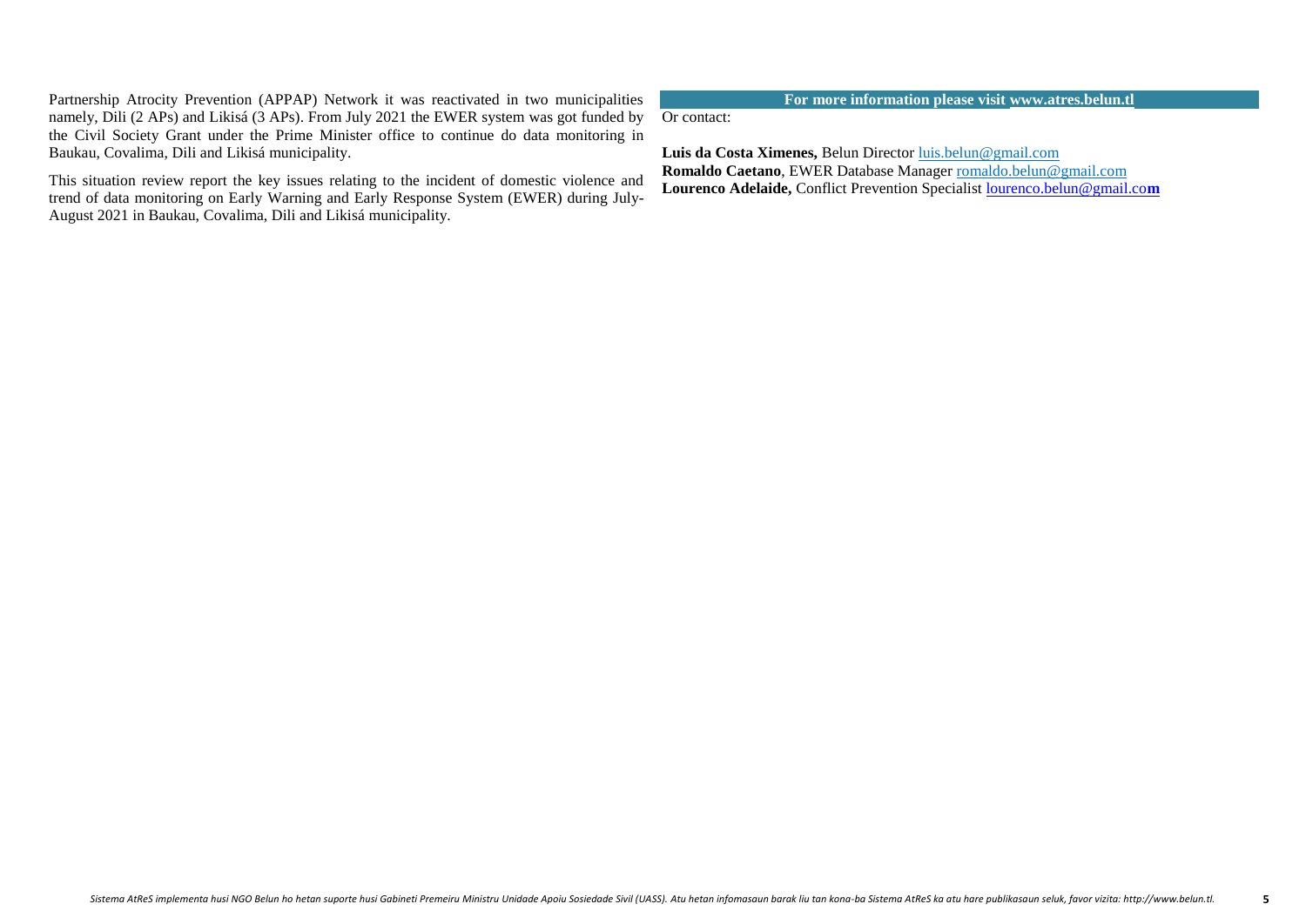Partnership Atrocity Prevention (APPAP) Network it was reactivated in two municipalities namely, Dili (2 APs) and Likisá (3 APs). From July 2021 the EWER system was got funded by the Civil Society Grant under the Prime Minister office to continue do data monitoring in Baukau, Covalima, Dili and Likisá municipality.

This situation review report the key issues relating to the incident of domestic violence and trend of data monitoring on Early Warning and Early Response System (EWER) during July-August 2021 in Baukau, Covalima, Dili and Likisá municipality.

**For more information please visit www.atres.belun.tl**

Or contact:

**Luis da Costa Ximenes,** Belun Director luis.belun@gmail.com
**Romaldo Caetano**, EWER Database Manager romaldo.belun@gmail.com
**Lourenco Adelaide,** Conflict Prevention Specialist lourenco.belun@gmail.com

*Sistema AtReS implementa husi NGO Belun ho hetan suporte husi Gabineti Premeiru Ministru Unidade Apoiu Sosiedade Sivil (UASS). Atu hetan infomasaun barak liu tan kona-ba Sistema AtReS ka atu hare publikasaun seluk, favor vizita: http://www.belun.tl.*